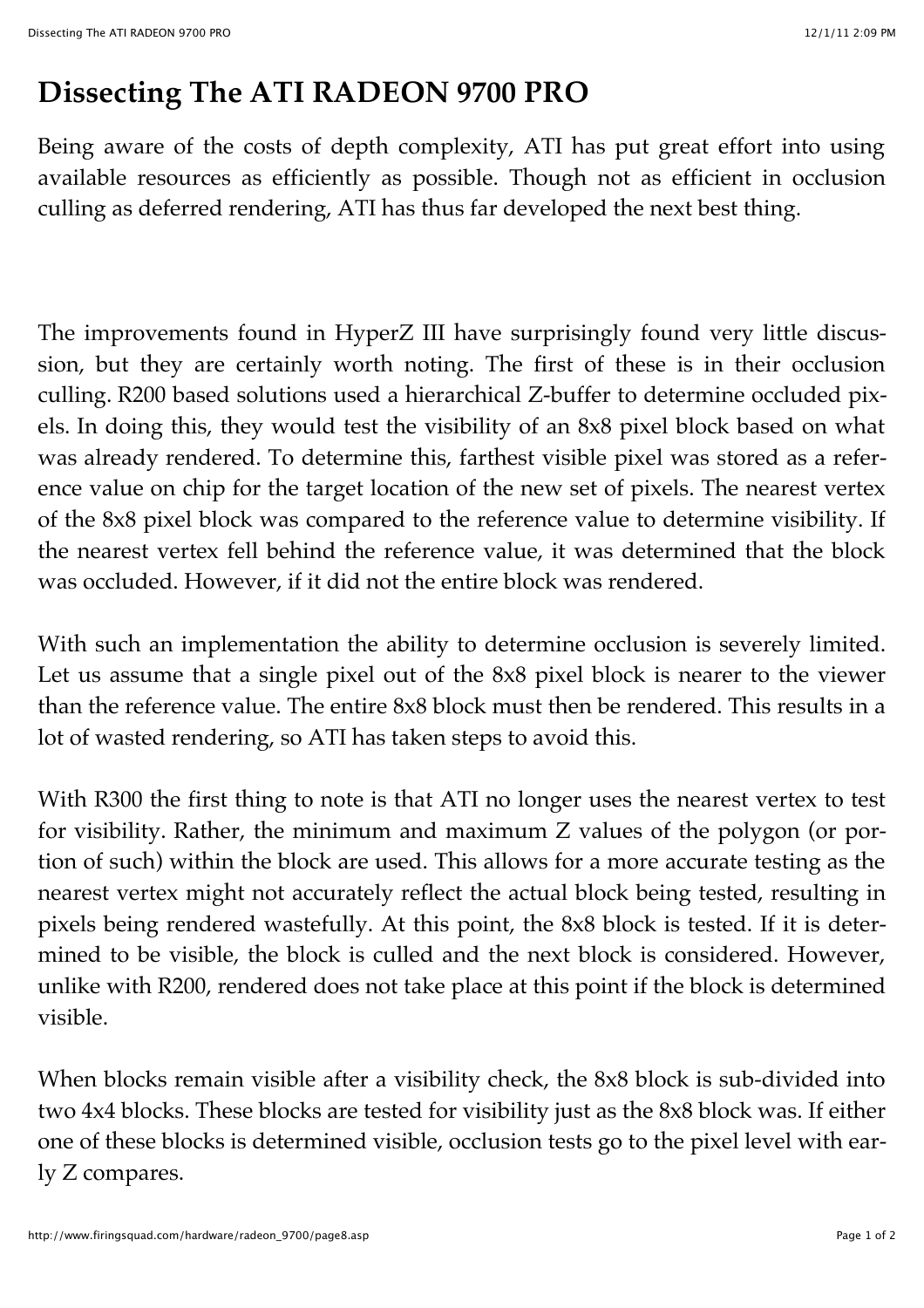# Dissecting The ATI RADEON 9700 PRO

Being aware of the costs of depth complexity, ATI has put great effort into using available resources as efficiently as possible. Though not as efficient in occlusion culling as deferred rendering, ATI has thus far developed the next best thing.

The improvements found in HyperZ III have surprisingly found very little discussion, but they are certainly worth noting. The first of these is in their occlusion culling. R200 based solutions used a hierarchical Z-buffer to determine occluded pixels. In doing this, they would test the visibility of an 8x8 pixel block based on what was already rendered. To determine this, farthest visible pixel was stored as a reference value on chip for the target location of the new set of pixels. The nearest vertex of the 8x8 pixel block was compared to the reference value to determine visibility. If the nearest vertex fell behind the reference value, it was determined that the block was occluded. However, if it did not the entire block was rendered.

With such an implementation the ability to determine occlusion is severely limited. Let us assume that a single pixel out of the 8x8 pixel block is nearer to the viewer than the reference value. The entire 8x8 block must then be rendered. This results in a lot of wasted rendering, so ATI has taken steps to avoid this.

With R300 the first thing to note is that ATI no longer uses the nearest vertex to test for visibility. Rather, the minimum and maximum Z values of the polygon (or portion of such) within the block are used. This allows for a more accurate testing as the nearest vertex might not accurately reflect the actual block being tested, resulting in pixels being rendered wastefully. At this point, the 8x8 block is tested. If it is determined to be visible, the block is culled and the next block is considered. However, unlike with R200, rendered does not take place at this point if the block is determined visible.

When blocks remain visible after a visibility check, the 8x8 block is sub-divided into two 4x4 blocks. These blocks are tested for visibility just as the 8x8 block was. If either one of these blocks is determined visible, occlusion tests go to the pixel level with early Z compares.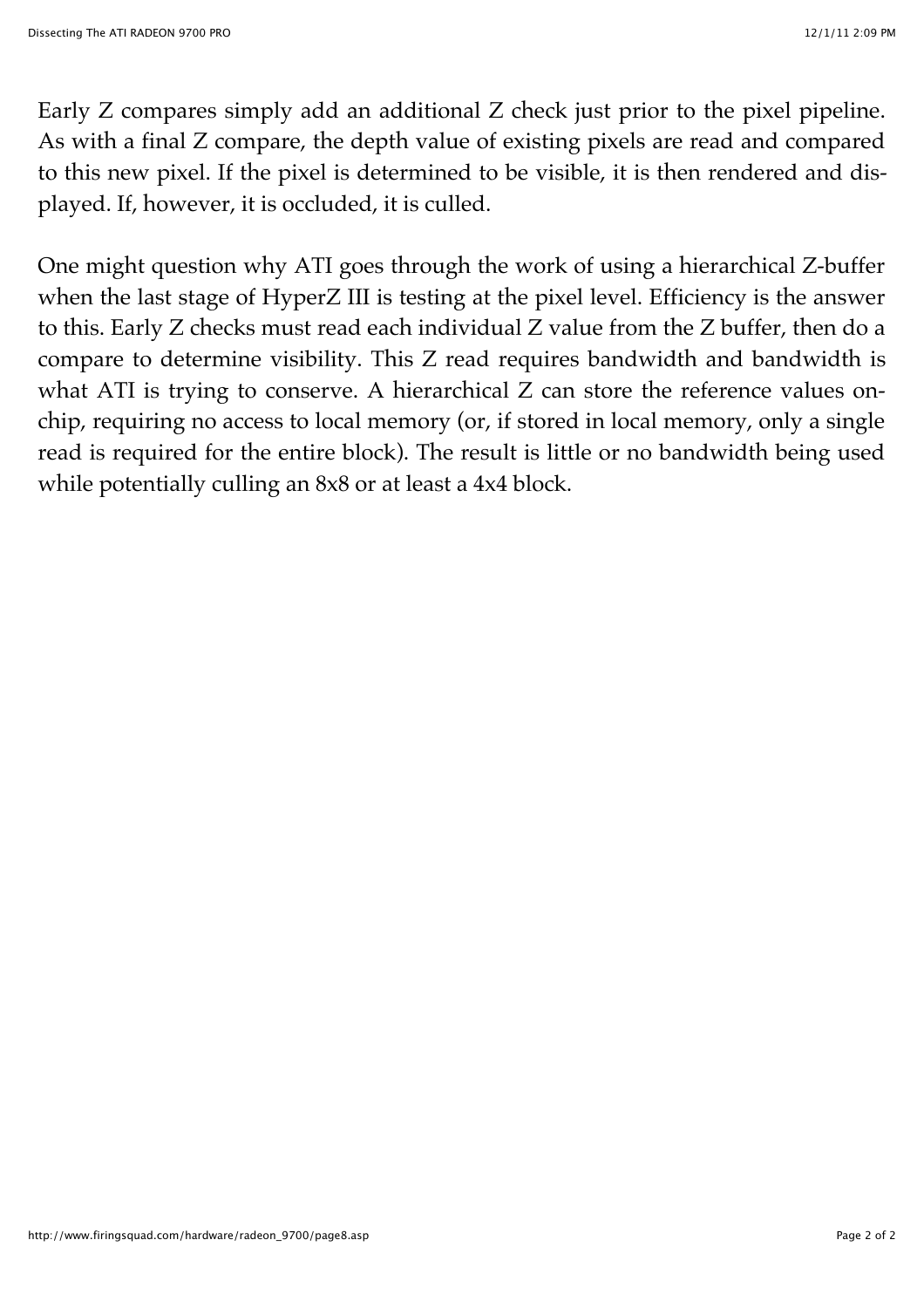Early Z compares simply add an additional Z check just prior to the pixel pipeline. As with a final Z compare, the depth value of existing pixels are read and compared to this new pixel. If the pixel is determined to be visible, it is then rendered and displayed. If, however, it is occluded, it is culled.

One might question why ATI goes through the work of using a hierarchical Z-buffer when the last stage of HyperZ III is testing at the pixel level. Efficiency is the answer to this. Early Z checks must read each individual Z value from the Z buffer, then do a compare to determine visibility. This Z read requires bandwidth and bandwidth is what ATI is trying to conserve. A hierarchical Z can store the reference values on-chip, requiring no access to local memory (or, if stored in local memory, only a single read is required for the entire block). The result is little or no bandwidth being used while potentially culling an 8x8 or at least a 4x4 block.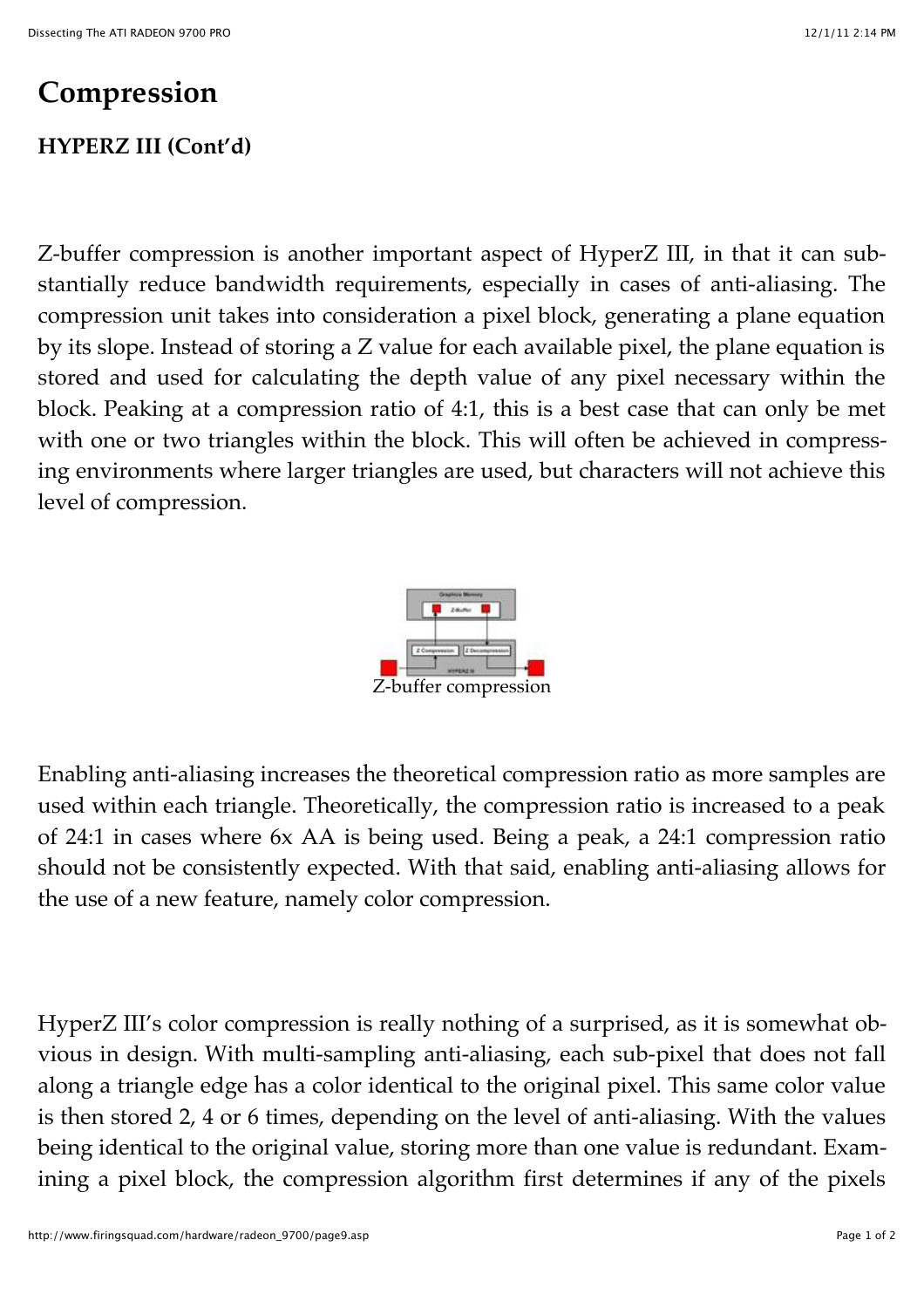# Compression

### HYPERZ III (Cont'd)

Z-buffer compression is another important aspect of HyperZ III, in that it can substantially reduce bandwidth requirements, especially in cases of anti-aliasing. The compression unit takes into consideration a pixel block, generating a plane equation by its slope. Instead of storing a Z value for each available pixel, the plane equation is stored and used for calculating the depth value of any pixel necessary within the block. Peaking at a compression ratio of 4:1, this is a best case that can only be met with one or two triangles within the block. This will often be achieved in compressing environments where larger triangles are used, but characters will not achieve this level of compression.

Z-buffer compression

Enabling anti-aliasing increases the theoretical compression ratio as more samples are used within each triangle. Theoretically, the compression ratio is increased to a peak of 24:1 in cases where 6x AA is being used. Being a peak, a 24:1 compression ratio should not be consistently expected. With that said, enabling anti-aliasing allows for the use of a new feature, namely color compression.

HyperZ III's color compression is really nothing of a surprised, as it is somewhat obvious in design. With multi-sampling anti-aliasing, each sub-pixel that does not fall along a triangle edge has a color identical to the original pixel. This same color value is then stored 2, 4 or 6 times, depending on the level of anti-aliasing. With the values being identical to the original value, storing more than one value is redundant. Examining a pixel block, the compression algorithm first determines if any of the pixels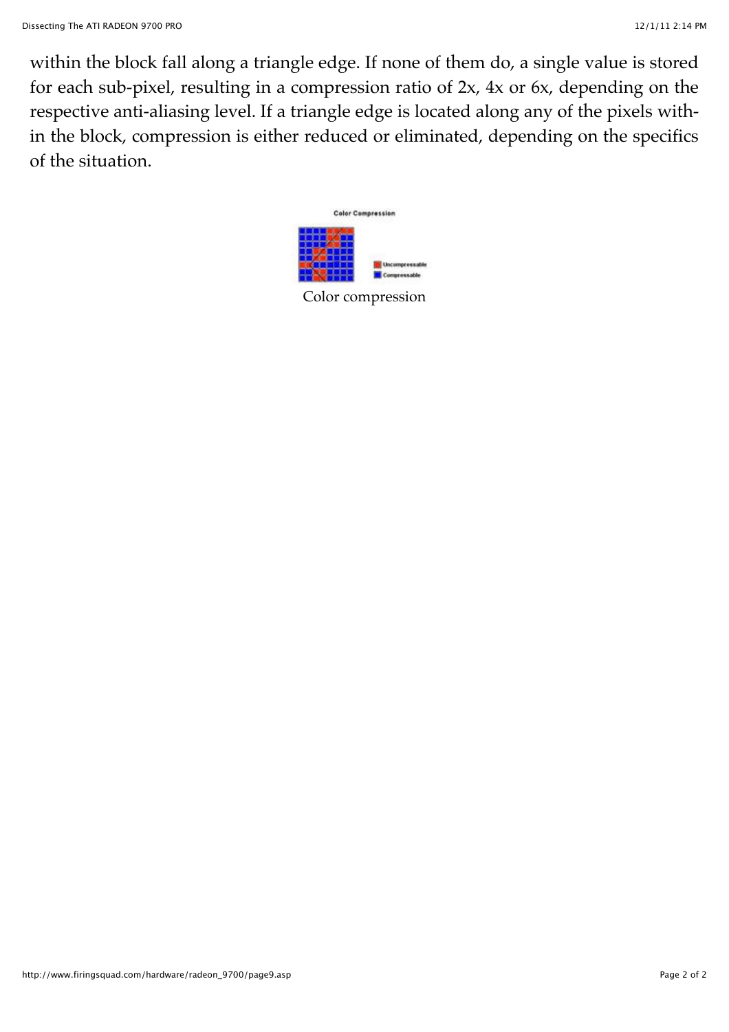within the block fall along a triangle edge. If none of them do, a single value is stored for each sub-pixel, resulting in a compression ratio of 2x, 4x or 6x, depending on the respective anti-aliasing level. If a triangle edge is located along any of the pixels within the block, compression is either reduced or eliminated, depending on the specifics of the situation.

Color Compression

Uncompressable

Compressable

Color compression